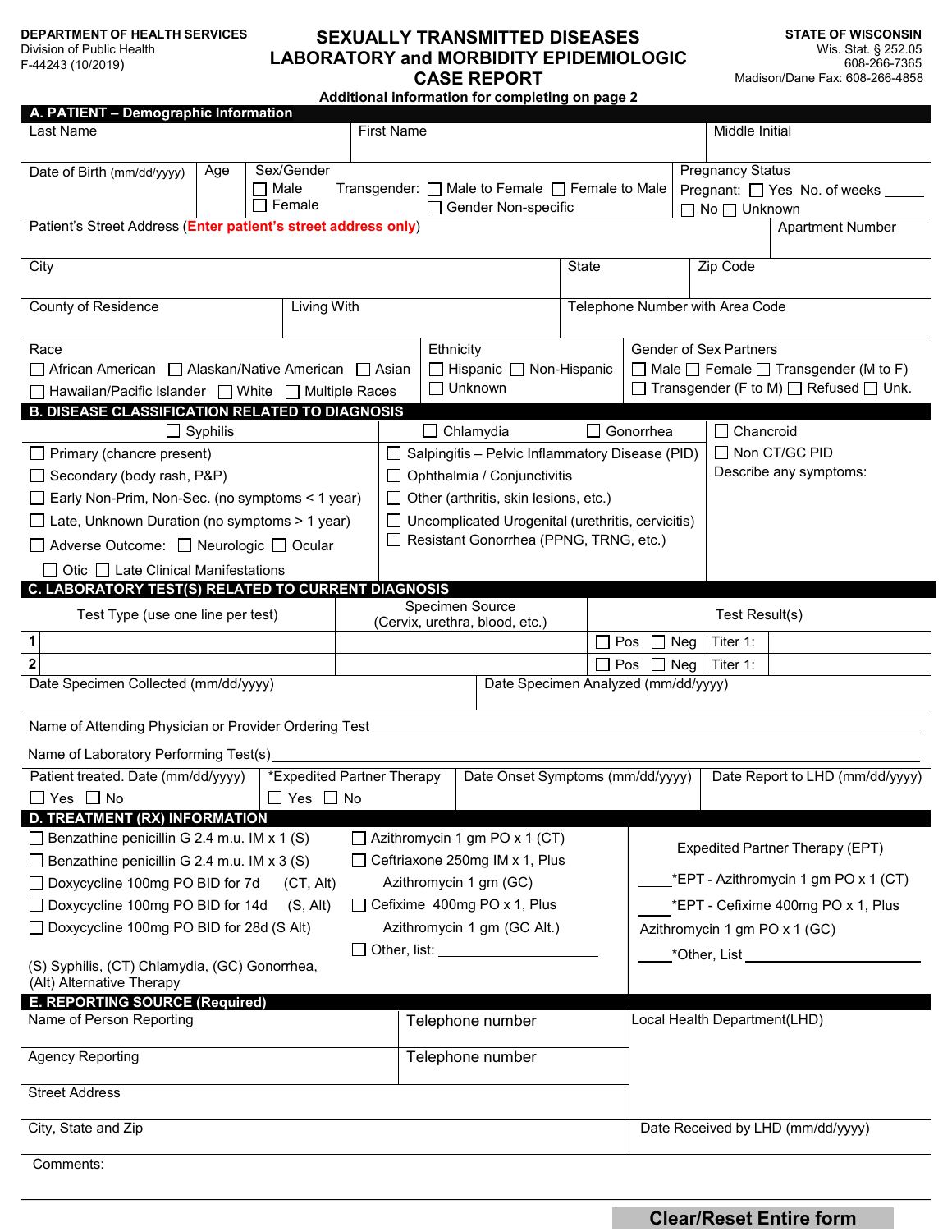DEPARTMENT OF HEALTH SERVICES
Division of Public Health
F-44243 (10/2019)

# SEXUALLY TRANSMITTED DISEASES LABORATORY and MORBIDITY EPIDEMIOLOGIC CASE REPORT

STATE OF WISCONSIN
Wis. Stat. § 252.05
608-266-7365
Madison/Dane Fax: 608-266-4858

**Additional information for completing on page 2**

## A. PATIENT – Demographic Information

| Last Name | First Name | Middle Initial |
|---|---|---|
| | | |

| Date of Birth (mm/dd/yyyy) | Age | Sex/Gender | Pregnancy Status |
|---|---|---|---|
| | | ☐ Male ☐ Female Transgender: ☐ Male to Female ☐ Female to Male ☐ Gender Non-specific | Pregnant: ☐ Yes No. of weeks _____ ☐ No ☐ Unknown |

| Patient's Street Address (**Enter patient's street address only**) | Apartment Number |
|---|---|
| | |

| City | State | Zip Code |
|---|---|---|
| | | |

| County of Residence | Living With | Telephone Number with Area Code |
|---|---|---|
| | | |

| Race | Ethnicity | Gender of Sex Partners |
|---|---|---|
| ☐ African American ☐ Alaskan/Native American ☐ Asian ☐ Hawaiian/Pacific Islander ☐ White ☐ Multiple Races | ☐ Hispanic ☐ Non-Hispanic ☐ Unknown | ☐ Male ☐ Female ☐ Transgender (M to F) ☐ Transgender (F to M) ☐ Refused ☐ Unk. |

## B. DISEASE CLASSIFICATION RELATED TO DIAGNOSIS

| ☐ Syphilis | ☐ Chlamydia ☐ Gonorrhea | ☐ Chancroid |
|---|---|---|
| ☐ Primary (chancre present) | ☐ Salpingitis – Pelvic Inflammatory Disease (PID) | ☐ Non CT/GC PID |
| ☐ Secondary (body rash, P&P) | ☐ Ophthalmia / Conjunctivitis | Describe any symptoms: |
| ☐ Early Non-Prim, Non-Sec. (no symptoms < 1 year) | ☐ Other (arthritis, skin lesions, etc.) | |
| ☐ Late, Unknown Duration (no symptoms > 1 year) | ☐ Uncomplicated Urogenital (urethritis, cervicitis) | |
| ☐ Adverse Outcome: ☐ Neurologic ☐ Ocular | ☐ Resistant Gonorrhea (PPNG, TRNG, etc.) | |
| ☐ Otic ☐ Late Clinical Manifestations | | |

## C. LABORATORY TEST(S) RELATED TO CURRENT DIAGNOSIS

| | Test Type (use one line per test) | Specimen Source (Cervix, urethra, blood, etc.) | Test Result(s) | |
|---|---|---|---|---|
| 1 | | | ☐ Pos ☐ Neg | Titer 1: |
| 2 | | | ☐ Pos ☐ Neg | Titer 1: |

| Date Specimen Collected (mm/dd/yyyy) | Date Specimen Analyzed (mm/dd/yyyy) |
|---|---|
| | |

Name of Attending Physician or Provider Ordering Test ______________________________

Name of Laboratory Performing Test(s) ______________________________

| Patient treated. Date (mm/dd/yyyy) | *Expedited Partner Therapy | Date Onset Symptoms (mm/dd/yyyy) | Date Report to LHD (mm/dd/yyyy) |
|---|---|---|---|
| ☐ Yes ☐ No | ☐ Yes ☐ No | | |

## D. TREATMENT (RX) INFORMATION

- ☐ Benzathine penicillin G 2.4 m.u. IM x 1 (S)
- ☐ Benzathine penicillin G 2.4 m.u. IM x 3 (S)
- ☐ Doxycycline 100mg PO BID for 7d (CT, Alt)
- ☐ Doxycycline 100mg PO BID for 14d (S, Alt)
- ☐ Doxycycline 100mg PO BID for 28d (S Alt)
- ☐ Azithromycin 1 gm PO x 1 (CT)
- ☐ Ceftriaxone 250mg IM x 1, Plus Azithromycin 1 gm (GC)
- ☐ Cefixime 400mg PO x 1, Plus Azithromycin 1 gm (GC Alt.)
- ☐ Other, list: ______________

(S) Syphilis, (CT) Chlamydia, (GC) Gonorrhea, (Alt) Alternative Therapy

**Expedited Partner Therapy (EPT)**

- ____*EPT - Azithromycin 1 gm PO x 1 (CT)
- ____*EPT - Cefixime 400mg PO x 1, Plus Azithromycin 1 gm PO x 1 (GC)
- ____*Other, List ______________

## E. REPORTING SOURCE (Required)

| Name of Person Reporting | Telephone number | Local Health Department(LHD) |
|---|---|---|
| Agency Reporting | Telephone number | |
| Street Address | | |
| City, State and Zip | | Date Received by LHD (mm/dd/yyyy) |

Comments:

Clear/Reset Entire form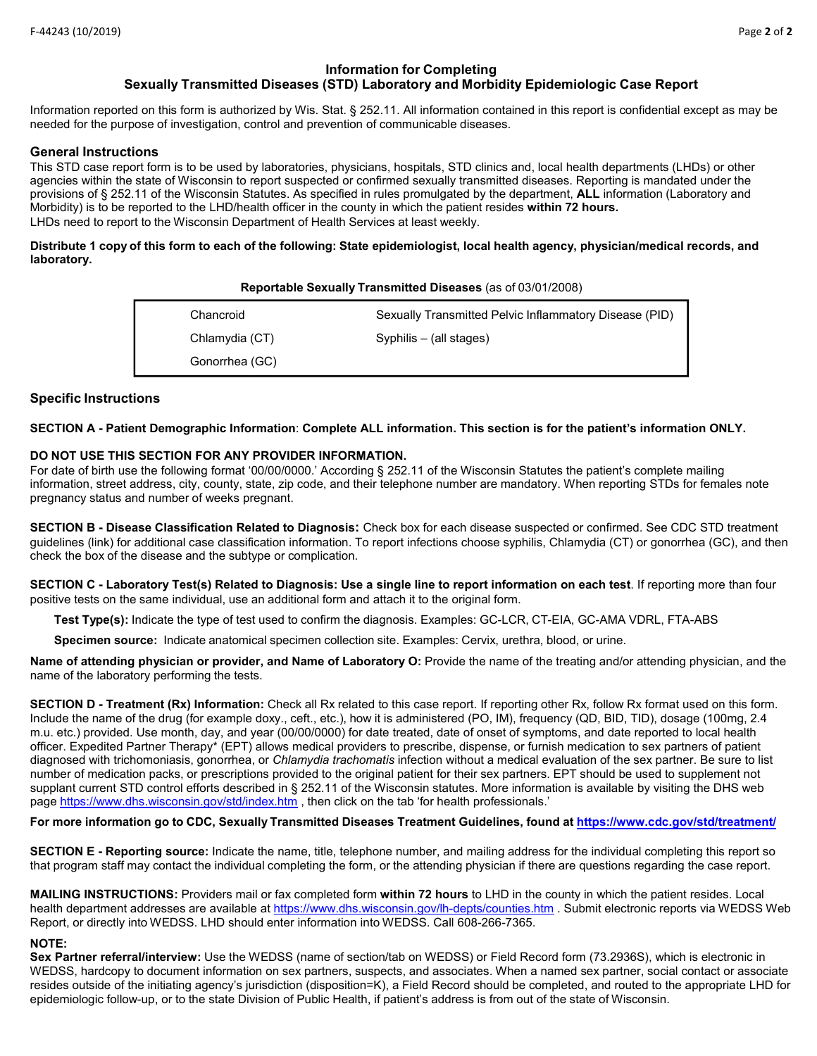## Information for Completing Sexually Transmitted Diseases (STD) Laboratory and Morbidity Epidemiologic Case Report

Information reported on this form is authorized by Wis. Stat. § 252.11. All information contained in this report is confidential except as may be needed for the purpose of investigation, control and prevention of communicable diseases.

### General Instructions

This STD case report form is to be used by laboratories, physicians, hospitals, STD clinics and, local health departments (LHDs) or other agencies within the state of Wisconsin to report suspected or confirmed sexually transmitted diseases. Reporting is mandated under the provisions of § 252.11 of the Wisconsin Statutes. As specified in rules promulgated by the department, **ALL** information (Laboratory and Morbidity) is to be reported to the LHD/health officer in the county in which the patient resides **within 72 hours.**
LHDs need to report to the Wisconsin Department of Health Services at least weekly.

**Distribute 1 copy of this form to each of the following: State epidemiologist, local health agency, physician/medical records, and laboratory.**

**Reportable Sexually Transmitted Diseases** (as of 03/01/2008)

| | |
|---|---|
| Chancroid | Sexually Transmitted Pelvic Inflammatory Disease (PID) |
| Chlamydia (CT) | Syphilis – (all stages) |
| Gonorrhea (GC) | |

### Specific Instructions

**SECTION A - Patient Demographic Information**: **Complete ALL information. This section is for the patient's information ONLY.**

**DO NOT USE THIS SECTION FOR ANY PROVIDER INFORMATION.**
For date of birth use the following format '00/00/0000.' According § 252.11 of the Wisconsin Statutes the patient's complete mailing information, street address, city, county, state, zip code, and their telephone number are mandatory. When reporting STDs for females note pregnancy status and number of weeks pregnant.

**SECTION B - Disease Classification Related to Diagnosis:** Check box for each disease suspected or confirmed. See CDC STD treatment guidelines (link) for additional case classification information. To report infections choose syphilis, Chlamydia (CT) or gonorrhea (GC), and then check the box of the disease and the subtype or complication.

**SECTION C - Laboratory Test(s) Related to Diagnosis: Use a single line to report information on each test**. If reporting more than four positive tests on the same individual, use an additional form and attach it to the original form.

**Test Type(s):** Indicate the type of test used to confirm the diagnosis. Examples: GC-LCR, CT-EIA, GC-AMA VDRL, FTA-ABS

**Specimen source:** Indicate anatomical specimen collection site. Examples: Cervix, urethra, blood, or urine.

**Name of attending physician or provider, and Name of Laboratory O:** Provide the name of the treating and/or attending physician, and the name of the laboratory performing the tests.

**SECTION D - Treatment (Rx) Information:** Check all Rx related to this case report. If reporting other Rx, follow Rx format used on this form. Include the name of the drug (for example doxy., ceft., etc.), how it is administered (PO, IM), frequency (QD, BID, TID), dosage (100mg, 2.4 m.u. etc.) provided. Use month, day, and year (00/00/0000) for date treated, date of onset of symptoms, and date reported to local health officer. Expedited Partner Therapy* (EPT) allows medical providers to prescribe, dispense, or furnish medication to sex partners of patient diagnosed with trichomoniasis, gonorrhea, or *Chlamydia trachomatis* infection without a medical evaluation of the sex partner. Be sure to list number of medication packs, or prescriptions provided to the original patient for their sex partners. EPT should be used to supplement not supplant current STD control efforts described in § 252.11 of the Wisconsin statutes. More information is available by visiting the DHS web page https://www.dhs.wisconsin.gov/std/index.htm , then click on the tab 'for health professionals.'

**For more information go to CDC, Sexually Transmitted Diseases Treatment Guidelines, found at https://www.cdc.gov/std/treatment/**

**SECTION E - Reporting source:** Indicate the name, title, telephone number, and mailing address for the individual completing this report so that program staff may contact the individual completing the form, or the attending physician if there are questions regarding the case report.

**MAILING INSTRUCTIONS:** Providers mail or fax completed form **within 72 hours** to LHD in the county in which the patient resides. Local health department addresses are available at https://www.dhs.wisconsin.gov/lh-depts/counties.htm . Submit electronic reports via WEDSS Web Report, or directly into WEDSS. LHD should enter information into WEDSS. Call 608-266-7365.

**NOTE:**
**Sex Partner referral/interview:** Use the WEDSS (name of section/tab on WEDSS) or Field Record form (73.2936S), which is electronic in WEDSS, hardcopy to document information on sex partners, suspects, and associates. When a named sex partner, social contact or associate resides outside of the initiating agency's jurisdiction (disposition=K), a Field Record should be completed, and routed to the appropriate LHD for epidemiologic follow-up, or to the state Division of Public Health, if patient's address is from out of the state of Wisconsin.